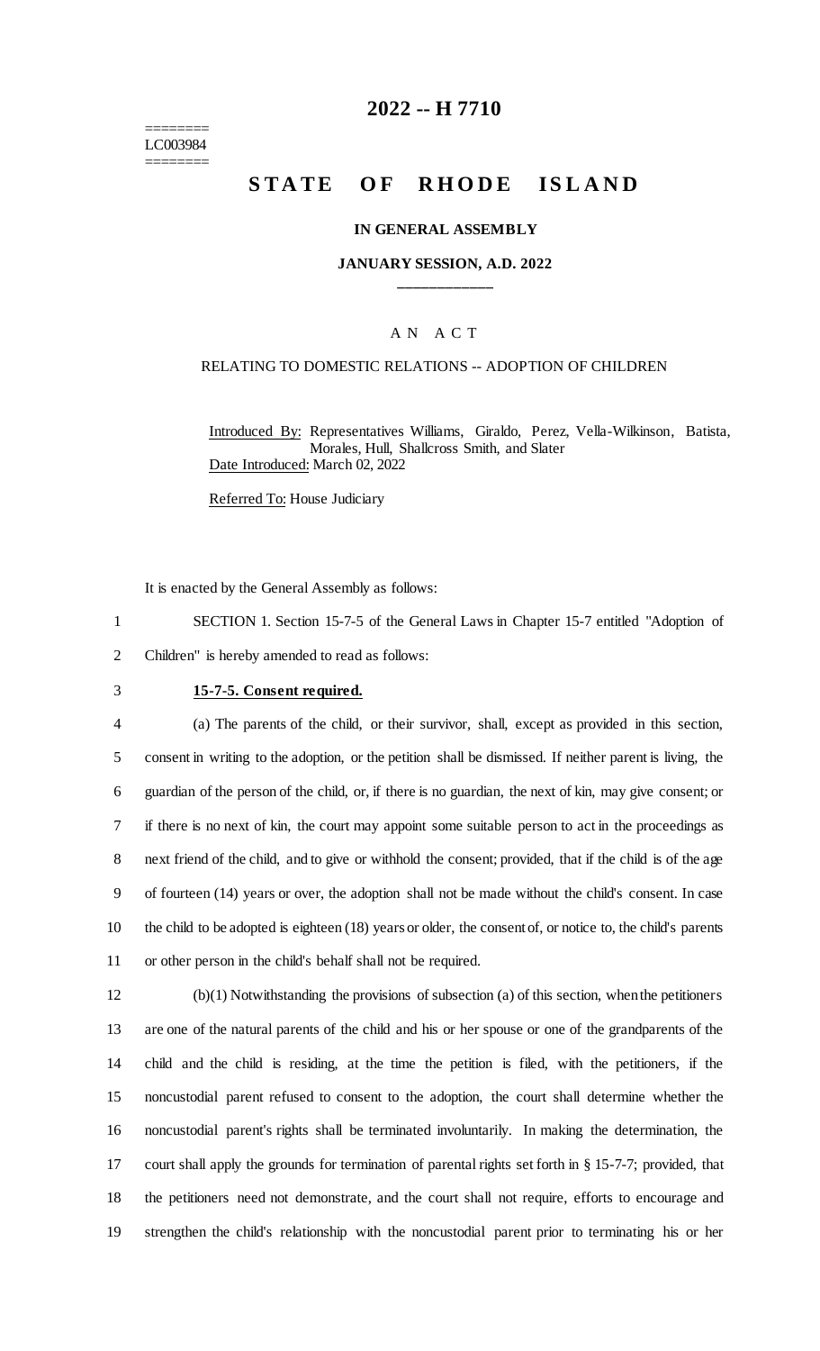========
LC003984
========

# 2022 -- H 7710

# STATE OF RHODE ISLAND

**IN GENERAL ASSEMBLY**

**JANUARY SESSION, A.D. 2022**

\_\_\_\_\_\_\_\_\_\_\_\_

A N A C T

RELATING TO DOMESTIC RELATIONS -- ADOPTION OF CHILDREN

Introduced By: Representatives Williams, Giraldo, Perez, Vella-Wilkinson, Batista, Morales, Hull, Shallcross Smith, and Slater

Date Introduced: March 02, 2022

Referred To: House Judiciary

It is enacted by the General Assembly as follows:

1 SECTION 1. Section 15-7-5 of the General Laws in Chapter 15-7 entitled "Adoption of
2 Children" is hereby amended to read as follows:

3 **15-7-5. Consent required.**

4 (a) The parents of the child, or their survivor, shall, except as provided in this section,
5 consent in writing to the adoption, or the petition shall be dismissed. If neither parent is living, the
6 guardian of the person of the child, or, if there is no guardian, the next of kin, may give consent; or
7 if there is no next of kin, the court may appoint some suitable person to act in the proceedings as
8 next friend of the child, and to give or withhold the consent; provided, that if the child is of the age
9 of fourteen (14) years or over, the adoption shall not be made without the child's consent. In case
10 the child to be adopted is eighteen (18) years or older, the consent of, or notice to, the child's parents
11 or other person in the child's behalf shall not be required.

12 (b)(1) Notwithstanding the provisions of subsection (a) of this section, when the petitioners
13 are one of the natural parents of the child and his or her spouse or one of the grandparents of the
14 child and the child is residing, at the time the petition is filed, with the petitioners, if the
15 noncustodial parent refused to consent to the adoption, the court shall determine whether the
16 noncustodial parent's rights shall be terminated involuntarily. In making the determination, the
17 court shall apply the grounds for termination of parental rights set forth in § 15-7-7; provided, that
18 the petitioners need not demonstrate, and the court shall not require, efforts to encourage and
19 strengthen the child's relationship with the noncustodial parent prior to terminating his or her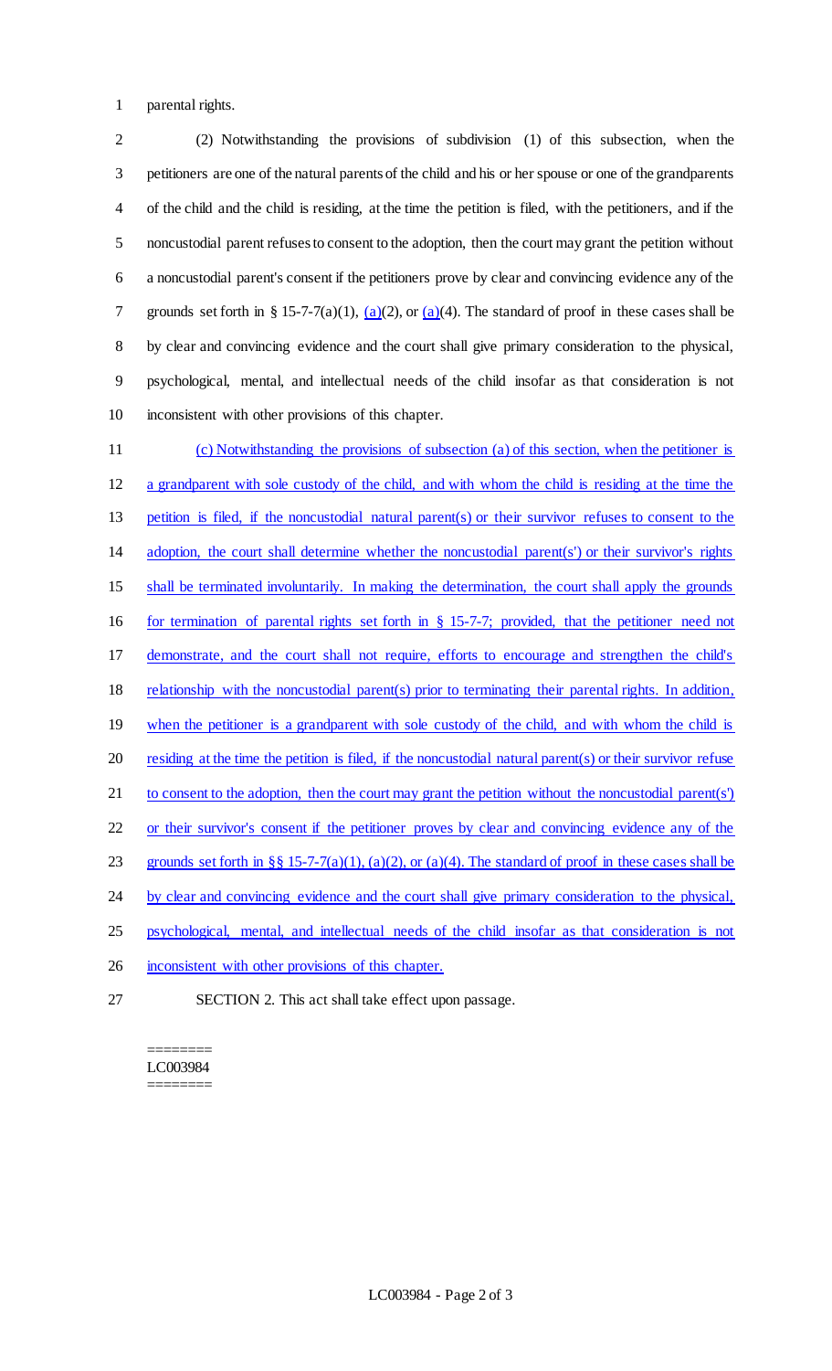parental rights.

(2) Notwithstanding the provisions of subdivision (1) of this subsection, when the petitioners are one of the natural parents of the child and his or her spouse or one of the grandparents of the child and the child is residing, at the time the petition is filed, with the petitioners, and if the noncustodial parent refuses to consent to the adoption, then the court may grant the petition without a noncustodial parent's consent if the petitioners prove by clear and convincing evidence any of the grounds set forth in § 15-7-7(a)(1), (a)(2), or (a)(4). The standard of proof in these cases shall be by clear and convincing evidence and the court shall give primary consideration to the physical, psychological, mental, and intellectual needs of the child insofar as that consideration is not inconsistent with other provisions of this chapter.

(c) Notwithstanding the provisions of subsection (a) of this section, when the petitioner is a grandparent with sole custody of the child, and with whom the child is residing at the time the petition is filed, if the noncustodial natural parent(s) or their survivor refuses to consent to the adoption, the court shall determine whether the noncustodial parent(s') or their survivor's rights shall be terminated involuntarily. In making the determination, the court shall apply the grounds for termination of parental rights set forth in § 15-7-7; provided, that the petitioner need not demonstrate, and the court shall not require, efforts to encourage and strengthen the child's relationship with the noncustodial parent(s) prior to terminating their parental rights. In addition, when the petitioner is a grandparent with sole custody of the child, and with whom the child is residing at the time the petition is filed, if the noncustodial natural parent(s) or their survivor refuse to consent to the adoption, then the court may grant the petition without the noncustodial parent(s') or their survivor's consent if the petitioner proves by clear and convincing evidence any of the grounds set forth in §§ 15-7-7(a)(1), (a)(2), or (a)(4). The standard of proof in these cases shall be by clear and convincing evidence and the court shall give primary consideration to the physical, psychological, mental, and intellectual needs of the child insofar as that consideration is not inconsistent with other provisions of this chapter.

SECTION 2. This act shall take effect upon passage.

========
LC003984
========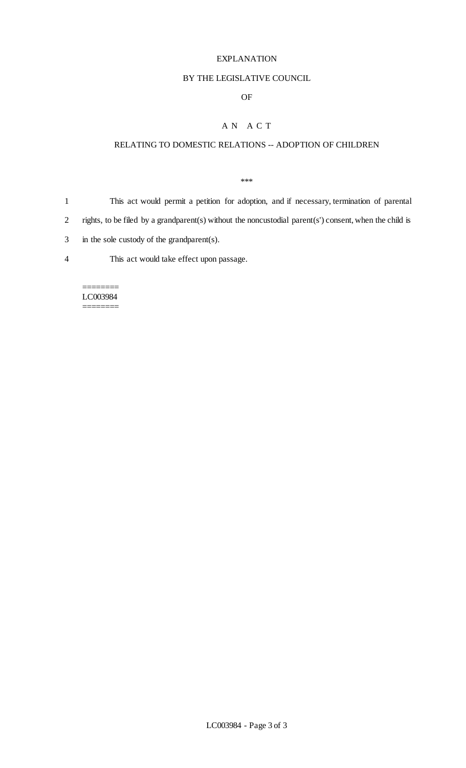EXPLANATION

BY THE LEGISLATIVE COUNCIL

OF

A N A C T

RELATING TO DOMESTIC RELATIONS -- ADOPTION OF CHILDREN

***

1 This act would permit a petition for adoption, and if necessary, termination of parental
2 rights, to be filed by a grandparent(s) without the noncustodial parent(s') consent, when the child is
3 in the sole custody of the grandparent(s).

4 This act would take effect upon passage.

========
LC003984
========